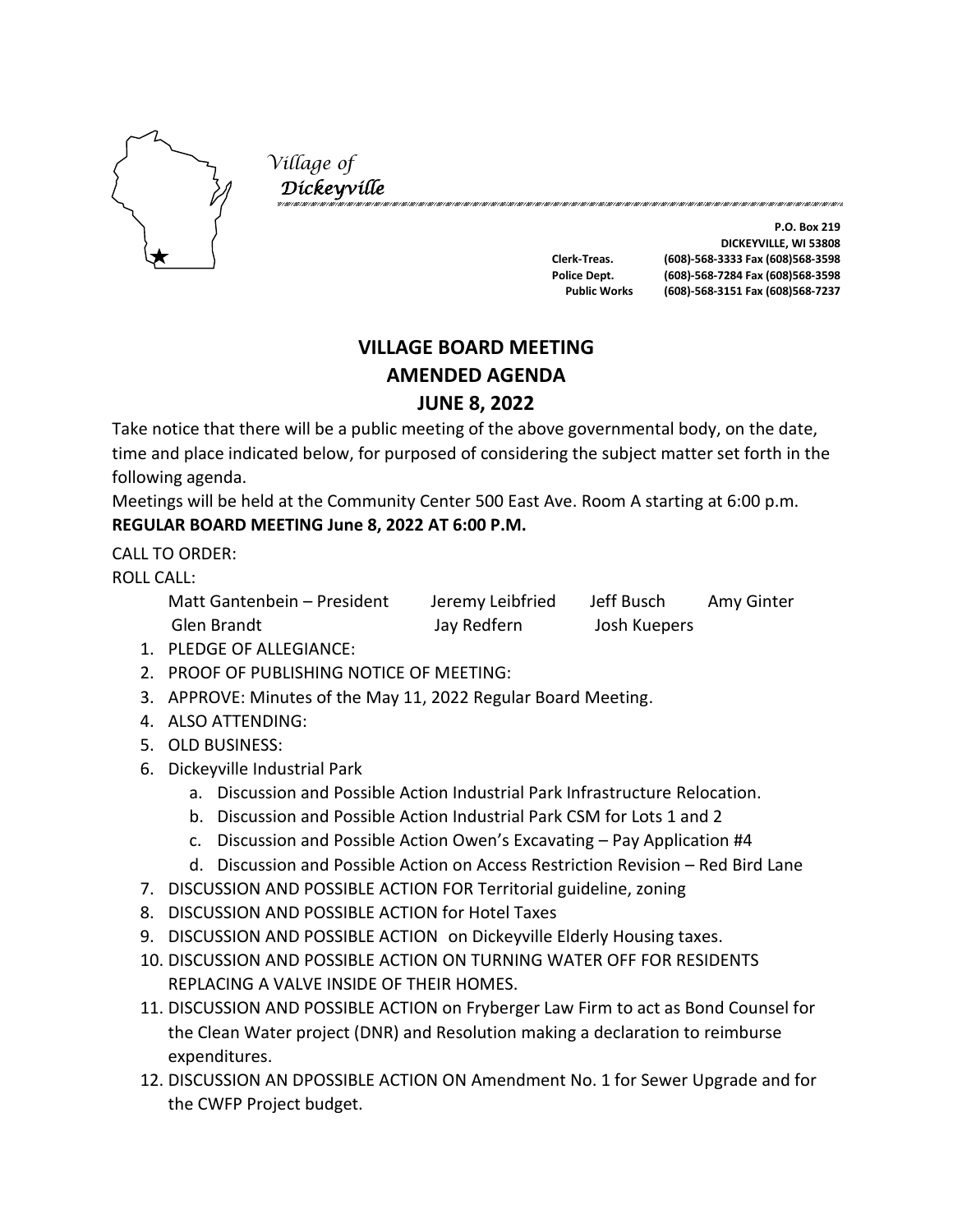*Village of*
*Dickeyville*

P.O. Box 219
DICKEYVILLE, WI 53808
Clerk-Treas. (608)-568-3333 Fax (608)568-3598
Police Dept. (608)-568-7284 Fax (608)568-3598
Public Works (608)-568-3151 Fax (608)568-7237

# VILLAGE BOARD MEETING
## AMENDED AGENDA
## JUNE 8, 2022

Take notice that there will be a public meeting of the above governmental body, on the date, time and place indicated below, for purposed of considering the subject matter set forth in the following agenda.

Meetings will be held at the Community Center 500 East Ave. Room A starting at 6:00 p.m.

**REGULAR BOARD MEETING June 8, 2022 AT 6:00 P.M.**

CALL TO ORDER:

ROLL CALL:

Matt Gantenbein – President    Jeremy Leibfried    Jeff Busch    Amy Ginter
Glen Brandt    Jay Redfern    Josh Kuepers

1. PLEDGE OF ALLEGIANCE:
2. PROOF OF PUBLISHING NOTICE OF MEETING:
3. APPROVE: Minutes of the May 11, 2022 Regular Board Meeting.
4. ALSO ATTENDING:
5. OLD BUSINESS:
6. Dickeyville Industrial Park
   a. Discussion and Possible Action Industrial Park Infrastructure Relocation.
   b. Discussion and Possible Action Industrial Park CSM for Lots 1 and 2
   c. Discussion and Possible Action Owen's Excavating – Pay Application #4
   d. Discussion and Possible Action on Access Restriction Revision – Red Bird Lane
7. DISCUSSION AND POSSIBLE ACTION FOR Territorial guideline, zoning
8. DISCUSSION AND POSSIBLE ACTION for Hotel Taxes
9. DISCUSSION AND POSSIBLE ACTION on Dickeyville Elderly Housing taxes.
10. DISCUSSION AND POSSIBLE ACTION ON TURNING WATER OFF FOR RESIDENTS REPLACING A VALVE INSIDE OF THEIR HOMES.
11. DISCUSSION AND POSSIBLE ACTION on Fryberger Law Firm to act as Bond Counsel for the Clean Water project (DNR) and Resolution making a declaration to reimburse expenditures.
12. DISCUSSION AN DPOSSIBLE ACTION ON Amendment No. 1 for Sewer Upgrade and for the CWFP Project budget.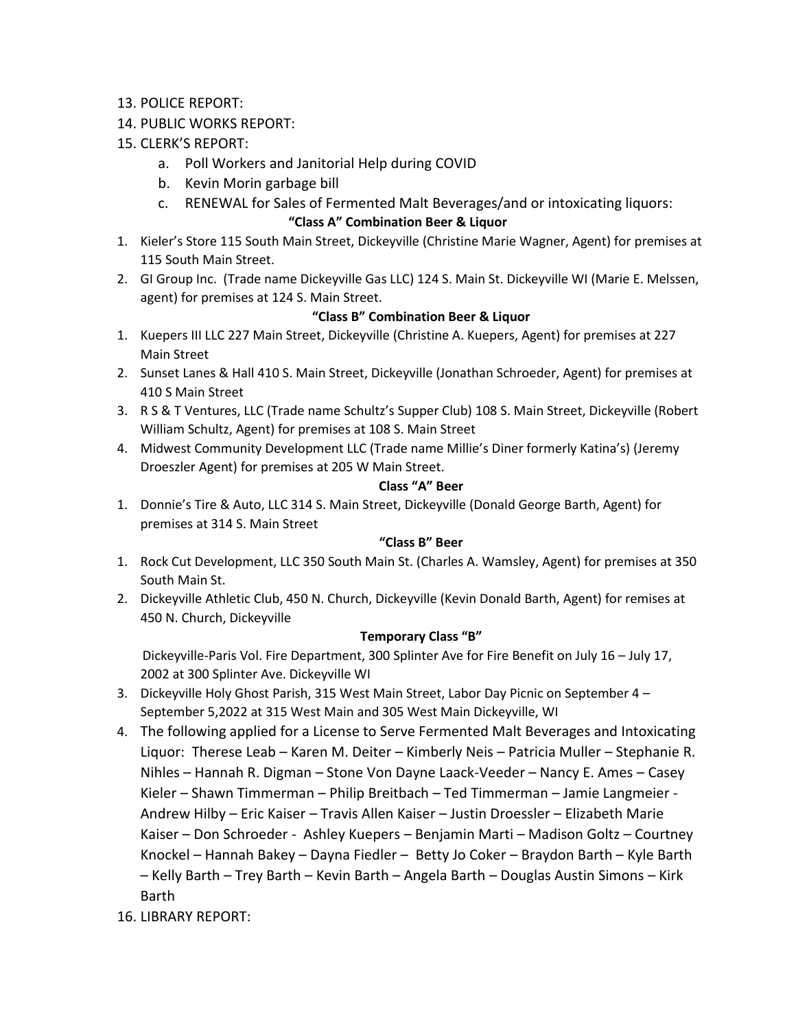13. POLICE REPORT:
14. PUBLIC WORKS REPORT:
15. CLERK'S REPORT:
    a. Poll Workers and Janitorial Help during COVID
    b. Kevin Morin garbage bill
    c. RENEWAL for Sales of Fermented Malt Beverages/and or intoxicating liquors:

**"Class A" Combination Beer & Liquor**

1. Kieler's Store 115 South Main Street, Dickeyville (Christine Marie Wagner, Agent) for premises at 115 South Main Street.
2. GI Group Inc. (Trade name Dickeyville Gas LLC) 124 S. Main St. Dickeyville WI (Marie E. Melssen, agent) for premises at 124 S. Main Street.

**"Class B" Combination Beer & Liquor**

1. Kuepers III LLC 227 Main Street, Dickeyville (Christine A. Kuepers, Agent) for premises at 227 Main Street
2. Sunset Lanes & Hall 410 S. Main Street, Dickeyville (Jonathan Schroeder, Agent) for premises at 410 S Main Street
3. R S & T Ventures, LLC (Trade name Schultz's Supper Club) 108 S. Main Street, Dickeyville (Robert William Schultz, Agent) for premises at 108 S. Main Street
4. Midwest Community Development LLC (Trade name Millie's Diner formerly Katina's) (Jeremy Droeszler Agent) for premises at 205 W Main Street.

**Class "A" Beer**

1. Donnie's Tire & Auto, LLC 314 S. Main Street, Dickeyville (Donald George Barth, Agent) for premises at 314 S. Main Street

**"Class B" Beer**

1. Rock Cut Development, LLC 350 South Main St. (Charles A. Wamsley, Agent) for premises at 350 South Main St.
2. Dickeyville Athletic Club, 450 N. Church, Dickeyville (Kevin Donald Barth, Agent) for remises at 450 N. Church, Dickeyville

**Temporary Class "B"**

Dickeyville-Paris Vol. Fire Department, 300 Splinter Ave for Fire Benefit on July 16 – July 17, 2002 at 300 Splinter Ave. Dickeyville WI

3. Dickeyville Holy Ghost Parish, 315 West Main Street, Labor Day Picnic on September 4 – September 5,2022 at 315 West Main and 305 West Main Dickeyville, WI
4. The following applied for a License to Serve Fermented Malt Beverages and Intoxicating Liquor: Therese Leab – Karen M. Deiter – Kimberly Neis – Patricia Muller – Stephanie R. Nihles – Hannah R. Digman – Stone Von Dayne Laack-Veeder – Nancy E. Ames – Casey Kieler – Shawn Timmerman – Philip Breitbach – Ted Timmerman – Jamie Langmeier - Andrew Hilby – Eric Kaiser – Travis Allen Kaiser – Justin Droessler – Elizabeth Marie Kaiser – Don Schroeder - Ashley Kuepers – Benjamin Marti – Madison Goltz – Courtney Knockel – Hannah Bakey – Dayna Fiedler – Betty Jo Coker – Braydon Barth – Kyle Barth – Kelly Barth – Trey Barth – Kevin Barth – Angela Barth – Douglas Austin Simons – Kirk Barth

16. LIBRARY REPORT: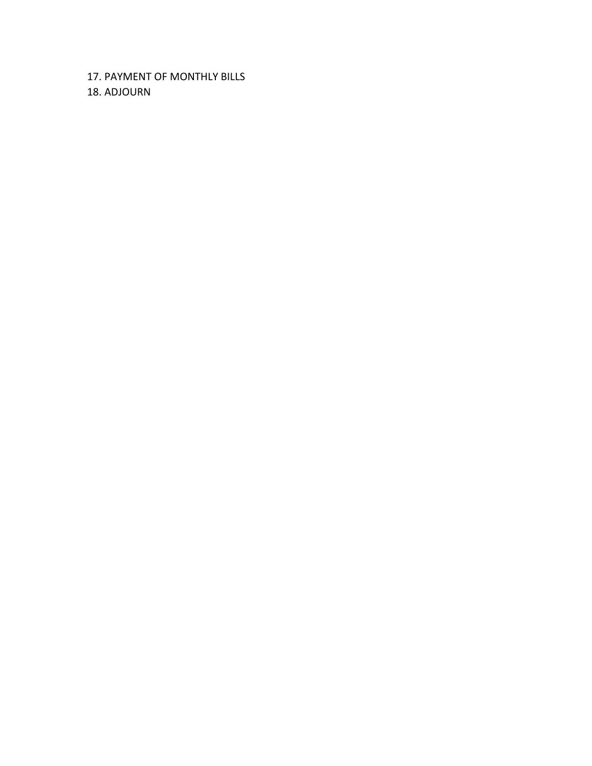17. PAYMENT OF MONTHLY BILLS
18. ADJOURN